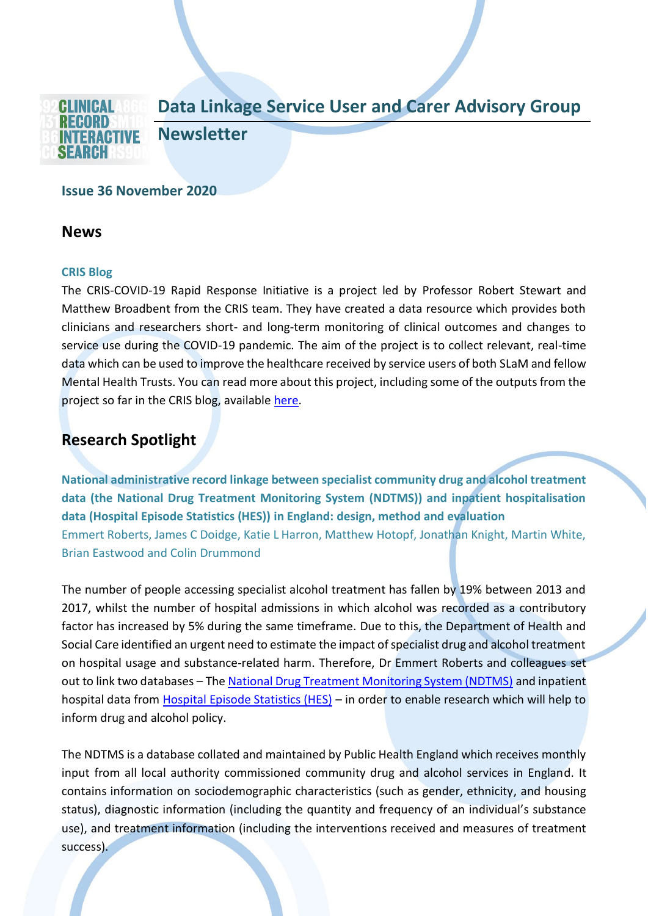# Data Linkage Service User and Carer Advisory Group Newsletter

**Issue 36 November 2020**

## News

### CRIS Blog

The CRIS-COVID-19 Rapid Response Initiative is a project led by Professor Robert Stewart and Matthew Broadbent from the CRIS team. They have created a data resource which provides both clinicians and researchers short- and long-term monitoring of clinical outcomes and changes to service use during the COVID-19 pandemic. The aim of the project is to collect relevant, real-time data which can be used to improve the healthcare received by service users of both SLaM and fellow Mental Health Trusts. You can read more about this project, including some of the outputs from the project so far in the CRIS blog, available here.

## Research Spotlight

**National administrative record linkage between specialist community drug and alcohol treatment data (the National Drug Treatment Monitoring System (NDTMS)) and inpatient hospitalisation data (Hospital Episode Statistics (HES)) in England: design, method and evaluation**

Emmert Roberts, James C Doidge, Katie L Harron, Matthew Hotopf, Jonathan Knight, Martin White, Brian Eastwood and Colin Drummond

The number of people accessing specialist alcohol treatment has fallen by 19% between 2013 and 2017, whilst the number of hospital admissions in which alcohol was recorded as a contributory factor has increased by 5% during the same timeframe. Due to this, the Department of Health and Social Care identified an urgent need to estimate the impact of specialist drug and alcohol treatment on hospital usage and substance-related harm. Therefore, Dr Emmert Roberts and colleagues set out to link two databases – The National Drug Treatment Monitoring System (NDTMS) and inpatient hospital data from Hospital Episode Statistics (HES) – in order to enable research which will help to inform drug and alcohol policy.

The NDTMS is a database collated and maintained by Public Health England which receives monthly input from all local authority commissioned community drug and alcohol services in England. It contains information on sociodemographic characteristics (such as gender, ethnicity, and housing status), diagnostic information (including the quantity and frequency of an individual's substance use), and treatment information (including the interventions received and measures of treatment success).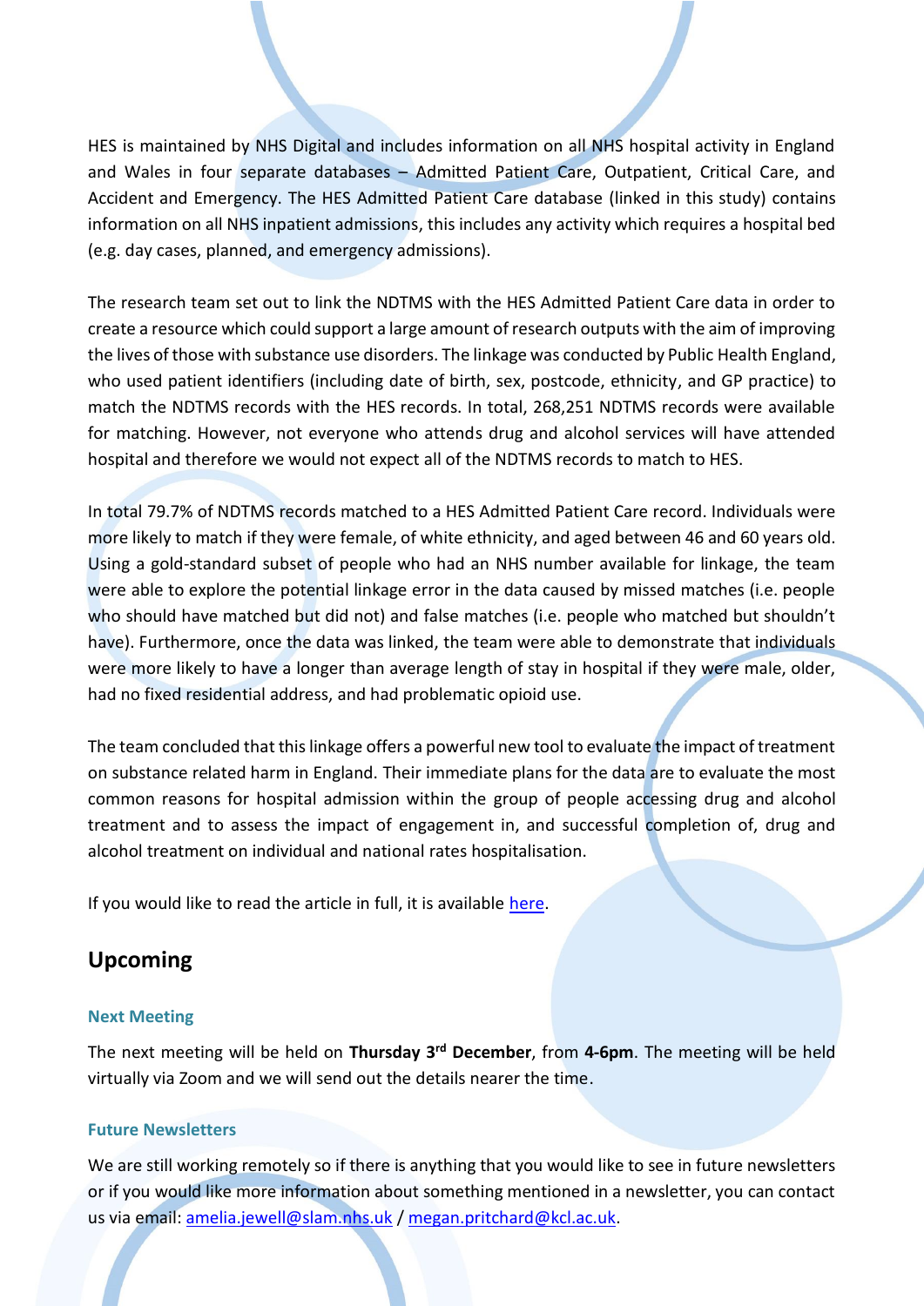HES is maintained by NHS Digital and includes information on all NHS hospital activity in England and Wales in four separate databases – Admitted Patient Care, Outpatient, Critical Care, and Accident and Emergency. The HES Admitted Patient Care database (linked in this study) contains information on all NHS inpatient admissions, this includes any activity which requires a hospital bed (e.g. day cases, planned, and emergency admissions).

The research team set out to link the NDTMS with the HES Admitted Patient Care data in order to create a resource which could support a large amount of research outputs with the aim of improving the lives of those with substance use disorders. The linkage was conducted by Public Health England, who used patient identifiers (including date of birth, sex, postcode, ethnicity, and GP practice) to match the NDTMS records with the HES records. In total, 268,251 NDTMS records were available for matching. However, not everyone who attends drug and alcohol services will have attended hospital and therefore we would not expect all of the NDTMS records to match to HES.

In total 79.7% of NDTMS records matched to a HES Admitted Patient Care record. Individuals were more likely to match if they were female, of white ethnicity, and aged between 46 and 60 years old. Using a gold-standard subset of people who had an NHS number available for linkage, the team were able to explore the potential linkage error in the data caused by missed matches (i.e. people who should have matched but did not) and false matches (i.e. people who matched but shouldn't have). Furthermore, once the data was linked, the team were able to demonstrate that individuals were more likely to have a longer than average length of stay in hospital if they were male, older, had no fixed residential address, and had problematic opioid use.

The team concluded that this linkage offers a powerful new tool to evaluate the impact of treatment on substance related harm in England. Their immediate plans for the data are to evaluate the most common reasons for hospital admission within the group of people accessing drug and alcohol treatment and to assess the impact of engagement in, and successful completion of, drug and alcohol treatment on individual and national rates hospitalisation.

If you would like to read the article in full, it is available here.

## Upcoming

### Next Meeting

The next meeting will be held on **Thursday 3rd December**, from **4-6pm**. The meeting will be held virtually via Zoom and we will send out the details nearer the time.

### Future Newsletters

We are still working remotely so if there is anything that you would like to see in future newsletters or if you would like more information about something mentioned in a newsletter, you can contact us via email: amelia.jewell@slam.nhs.uk / megan.pritchard@kcl.ac.uk.